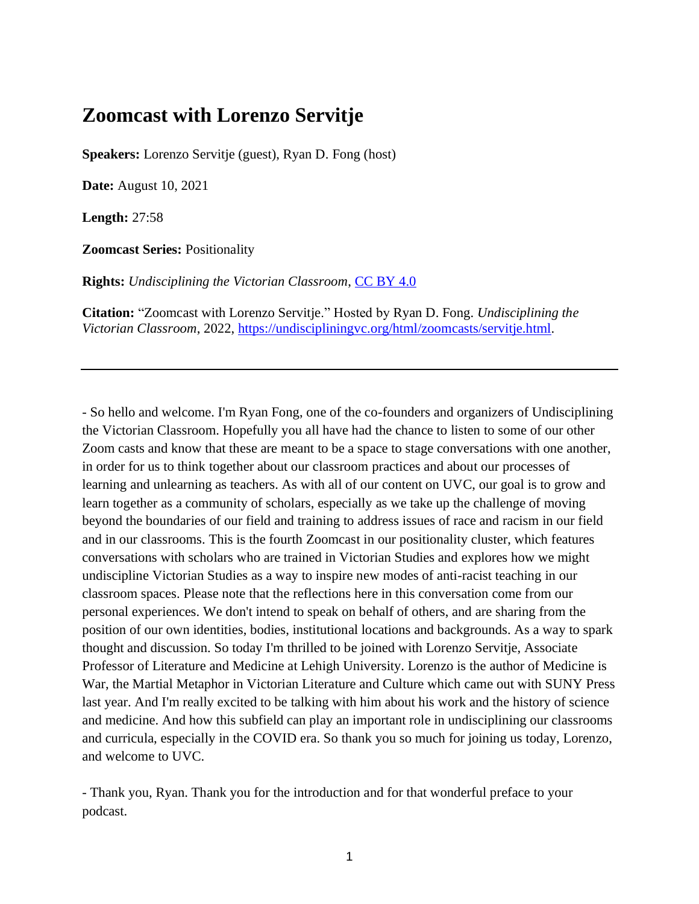# Zoomcast with Lorenzo Servitje

**Speakers:** Lorenzo Servitje (guest), Ryan D. Fong (host)

**Date:** August 10, 2021

**Length:** 27:58

**Zoomcast Series:** Positionality

**Rights:** *Undisciplining the Victorian Classroom*, [CC BY 4.0](https://creativecommons.org/licenses/by/4.0/)

**Citation:** "Zoomcast with Lorenzo Servitje." Hosted by Ryan D. Fong. *Undisciplining the Victorian Classroom*, 2022, [https://undiscipliningvc.org/html/zoomcasts/servitje.html](https://undiscipliningvc.org/html/zoomcasts/servitje.html).

---

- So hello and welcome. I'm Ryan Fong, one of the co-founders and organizers of Undisciplining the Victorian Classroom. Hopefully you all have had the chance to listen to some of our other Zoom casts and know that these are meant to be a space to stage conversations with one another, in order for us to think together about our classroom practices and about our processes of learning and unlearning as teachers. As with all of our content on UVC, our goal is to grow and learn together as a community of scholars, especially as we take up the challenge of moving beyond the boundaries of our field and training to address issues of race and racism in our field and in our classrooms. This is the fourth Zoomcast in our positionality cluster, which features conversations with scholars who are trained in Victorian Studies and explores how we might undiscipline Victorian Studies as a way to inspire new modes of anti-racist teaching in our classroom spaces. Please note that the reflections here in this conversation come from our personal experiences. We don't intend to speak on behalf of others, and are sharing from the position of our own identities, bodies, institutional locations and backgrounds. As a way to spark thought and discussion. So today I'm thrilled to be joined with Lorenzo Servitje, Associate Professor of Literature and Medicine at Lehigh University. Lorenzo is the author of Medicine is War, the Martial Metaphor in Victorian Literature and Culture which came out with SUNY Press last year. And I'm really excited to be talking with him about his work and the history of science and medicine. And how this subfield can play an important role in undisciplining our classrooms and curricula, especially in the COVID era. So thank you so much for joining us today, Lorenzo, and welcome to UVC.

- Thank you, Ryan. Thank you for the introduction and for that wonderful preface to your podcast.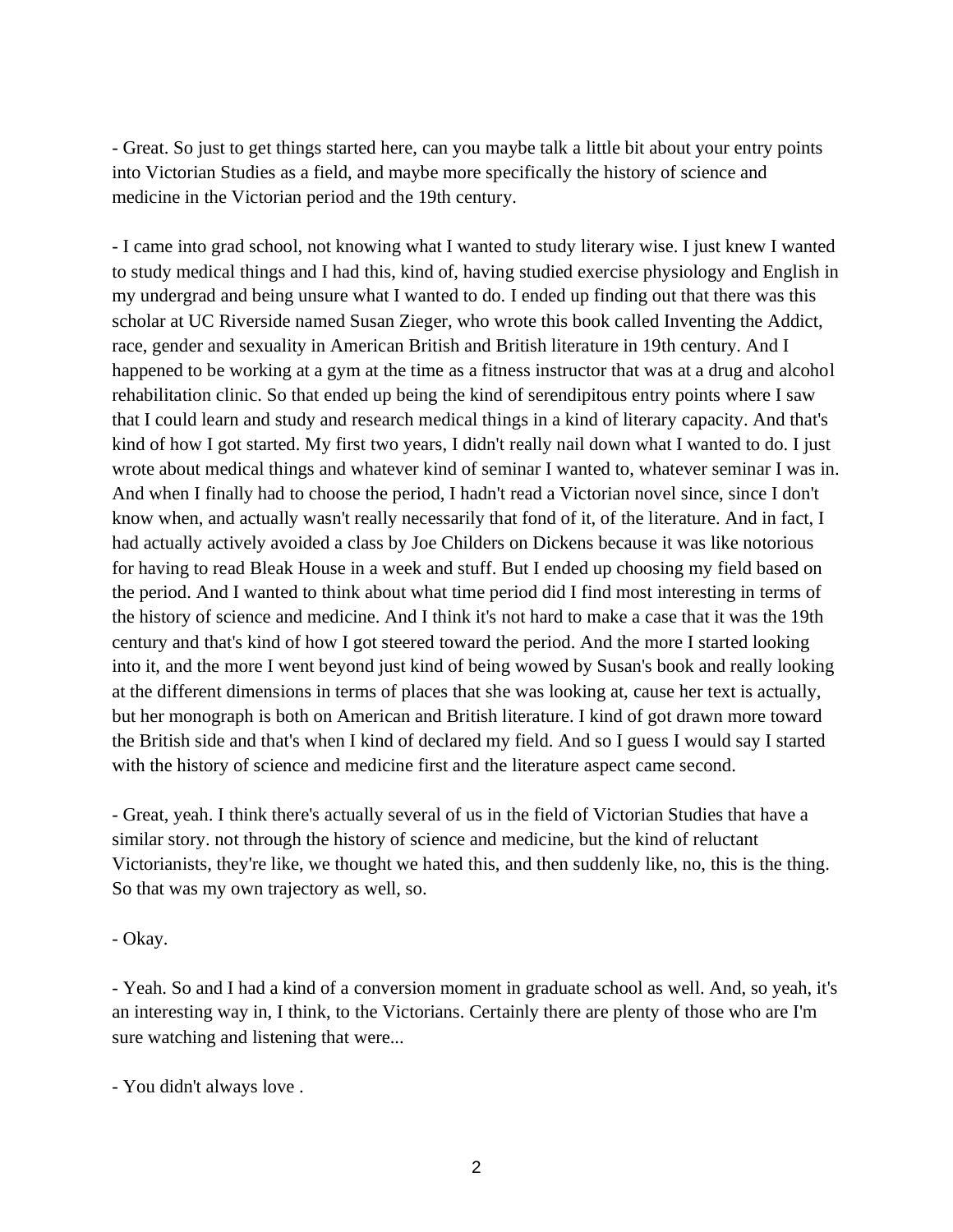- Great. So just to get things started here, can you maybe talk a little bit about your entry points into Victorian Studies as a field, and maybe more specifically the history of science and medicine in the Victorian period and the 19th century.

- I came into grad school, not knowing what I wanted to study literary wise. I just knew I wanted to study medical things and I had this, kind of, having studied exercise physiology and English in my undergrad and being unsure what I wanted to do. I ended up finding out that there was this scholar at UC Riverside named Susan Zieger, who wrote this book called Inventing the Addict, race, gender and sexuality in American British and British literature in 19th century. And I happened to be working at a gym at the time as a fitness instructor that was at a drug and alcohol rehabilitation clinic. So that ended up being the kind of serendipitous entry points where I saw that I could learn and study and research medical things in a kind of literary capacity. And that's kind of how I got started. My first two years, I didn't really nail down what I wanted to do. I just wrote about medical things and whatever kind of seminar I wanted to, whatever seminar I was in. And when I finally had to choose the period, I hadn't read a Victorian novel since, since I don't know when, and actually wasn't really necessarily that fond of it, of the literature. And in fact, I had actually actively avoided a class by Joe Childers on Dickens because it was like notorious for having to read Bleak House in a week and stuff. But I ended up choosing my field based on the period. And I wanted to think about what time period did I find most interesting in terms of the history of science and medicine. And I think it's not hard to make a case that it was the 19th century and that's kind of how I got steered toward the period. And the more I started looking into it, and the more I went beyond just kind of being wowed by Susan's book and really looking at the different dimensions in terms of places that she was looking at, cause her text is actually, but her monograph is both on American and British literature. I kind of got drawn more toward the British side and that's when I kind of declared my field. And so I guess I would say I started with the history of science and medicine first and the literature aspect came second.

- Great, yeah. I think there's actually several of us in the field of Victorian Studies that have a similar story. not through the history of science and medicine, but the kind of reluctant Victorianists, they're like, we thought we hated this, and then suddenly like, no, this is the thing. So that was my own trajectory as well, so.

- Okay.

- Yeah. So and I had a kind of a conversion moment in graduate school as well. And, so yeah, it's an interesting way in, I think, to the Victorians. Certainly there are plenty of those who are I'm sure watching and listening that were...

- You didn't always love .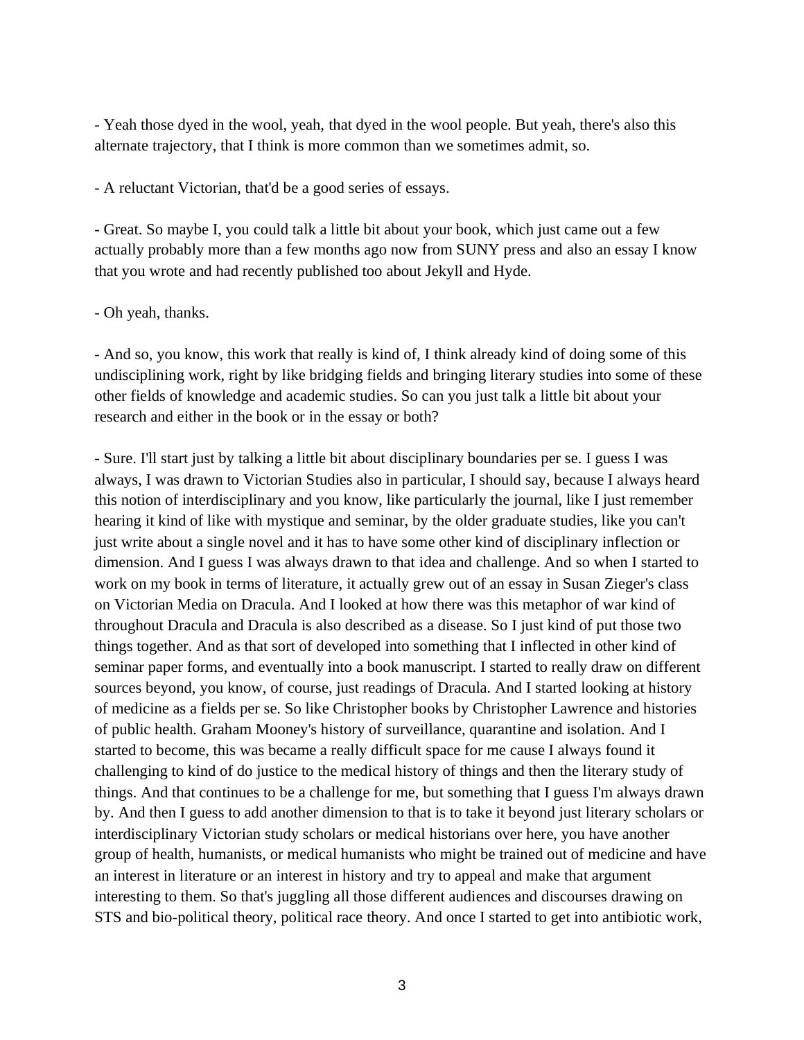- Yeah those dyed in the wool, yeah, that dyed in the wool people. But yeah, there's also this alternate trajectory, that I think is more common than we sometimes admit, so.

- A reluctant Victorian, that'd be a good series of essays.

- Great. So maybe I, you could talk a little bit about your book, which just came out a few actually probably more than a few months ago now from SUNY press and also an essay I know that you wrote and had recently published too about Jekyll and Hyde.

- Oh yeah, thanks.

- And so, you know, this work that really is kind of, I think already kind of doing some of this undisciplining work, right by like bridging fields and bringing literary studies into some of these other fields of knowledge and academic studies. So can you just talk a little bit about your research and either in the book or in the essay or both?

- Sure. I'll start just by talking a little bit about disciplinary boundaries per se. I guess I was always, I was drawn to Victorian Studies also in particular, I should say, because I always heard this notion of interdisciplinary and you know, like particularly the journal, like I just remember hearing it kind of like with mystique and seminar, by the older graduate studies, like you can't just write about a single novel and it has to have some other kind of disciplinary inflection or dimension. And I guess I was always drawn to that idea and challenge. And so when I started to work on my book in terms of literature, it actually grew out of an essay in Susan Zieger's class on Victorian Media on Dracula. And I looked at how there was this metaphor of war kind of throughout Dracula and Dracula is also described as a disease. So I just kind of put those two things together. And as that sort of developed into something that I inflected in other kind of seminar paper forms, and eventually into a book manuscript. I started to really draw on different sources beyond, you know, of course, just readings of Dracula. And I started looking at history of medicine as a fields per se. So like Christopher books by Christopher Lawrence and histories of public health. Graham Mooney's history of surveillance, quarantine and isolation. And I started to become, this was became a really difficult space for me cause I always found it challenging to kind of do justice to the medical history of things and then the literary study of things. And that continues to be a challenge for me, but something that I guess I'm always drawn by. And then I guess to add another dimension to that is to take it beyond just literary scholars or interdisciplinary Victorian study scholars or medical historians over here, you have another group of health, humanists, or medical humanists who might be trained out of medicine and have an interest in literature or an interest in history and try to appeal and make that argument interesting to them. So that's juggling all those different audiences and discourses drawing on STS and bio-political theory, political race theory. And once I started to get into antibiotic work,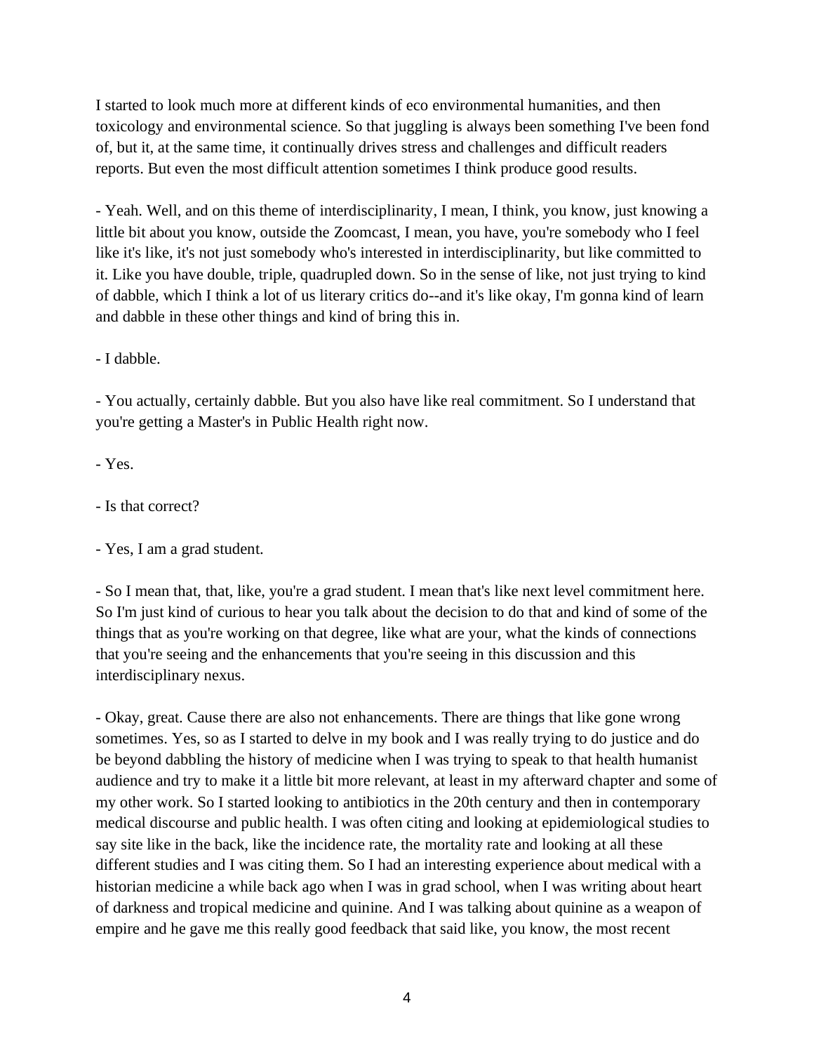I started to look much more at different kinds of eco environmental humanities, and then toxicology and environmental science. So that juggling is always been something I've been fond of, but it, at the same time, it continually drives stress and challenges and difficult readers reports. But even the most difficult attention sometimes I think produce good results.

- Yeah. Well, and on this theme of interdisciplinarity, I mean, I think, you know, just knowing a little bit about you know, outside the Zoomcast, I mean, you have, you're somebody who I feel like it's like, it's not just somebody who's interested in interdisciplinarity, but like committed to it. Like you have double, triple, quadrupled down. So in the sense of like, not just trying to kind of dabble, which I think a lot of us literary critics do--and it's like okay, I'm gonna kind of learn and dabble in these other things and kind of bring this in.

- I dabble.

- You actually, certainly dabble. But you also have like real commitment. So I understand that you're getting a Master's in Public Health right now.

- Yes.

- Is that correct?

- Yes, I am a grad student.

- So I mean that, that, like, you're a grad student. I mean that's like next level commitment here. So I'm just kind of curious to hear you talk about the decision to do that and kind of some of the things that as you're working on that degree, like what are your, what the kinds of connections that you're seeing and the enhancements that you're seeing in this discussion and this interdisciplinary nexus.

- Okay, great. Cause there are also not enhancements. There are things that like gone wrong sometimes. Yes, so as I started to delve in my book and I was really trying to do justice and do be beyond dabbling the history of medicine when I was trying to speak to that health humanist audience and try to make it a little bit more relevant, at least in my afterward chapter and some of my other work. So I started looking to antibiotics in the 20th century and then in contemporary medical discourse and public health. I was often citing and looking at epidemiological studies to say site like in the back, like the incidence rate, the mortality rate and looking at all these different studies and I was citing them. So I had an interesting experience about medical with a historian medicine a while back ago when I was in grad school, when I was writing about heart of darkness and tropical medicine and quinine. And I was talking about quinine as a weapon of empire and he gave me this really good feedback that said like, you know, the most recent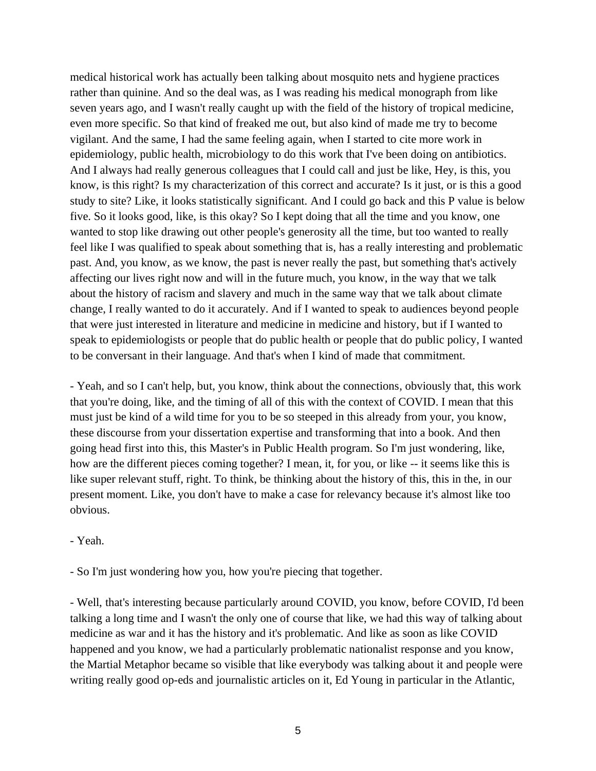medical historical work has actually been talking about mosquito nets and hygiene practices rather than quinine. And so the deal was, as I was reading his medical monograph from like seven years ago, and I wasn't really caught up with the field of the history of tropical medicine, even more specific. So that kind of freaked me out, but also kind of made me try to become vigilant. And the same, I had the same feeling again, when I started to cite more work in epidemiology, public health, microbiology to do this work that I've been doing on antibiotics. And I always had really generous colleagues that I could call and just be like, Hey, is this, you know, is this right? Is my characterization of this correct and accurate? Is it just, or is this a good study to site? Like, it looks statistically significant. And I could go back and this P value is below five. So it looks good, like, is this okay? So I kept doing that all the time and you know, one wanted to stop like drawing out other people's generosity all the time, but too wanted to really feel like I was qualified to speak about something that is, has a really interesting and problematic past. And, you know, as we know, the past is never really the past, but something that's actively affecting our lives right now and will in the future much, you know, in the way that we talk about the history of racism and slavery and much in the same way that we talk about climate change, I really wanted to do it accurately. And if I wanted to speak to audiences beyond people that were just interested in literature and medicine in medicine and history, but if I wanted to speak to epidemiologists or people that do public health or people that do public policy, I wanted to be conversant in their language. And that's when I kind of made that commitment.

- Yeah, and so I can't help, but, you know, think about the connections, obviously that, this work that you're doing, like, and the timing of all of this with the context of COVID. I mean that this must just be kind of a wild time for you to be so steeped in this already from your, you know, these discourse from your dissertation expertise and transforming that into a book. And then going head first into this, this Master's in Public Health program. So I'm just wondering, like, how are the different pieces coming together? I mean, it, for you, or like -- it seems like this is like super relevant stuff, right. To think, be thinking about the history of this, this in the, in our present moment. Like, you don't have to make a case for relevancy because it's almost like too obvious.

- Yeah.

- So I'm just wondering how you, how you're piecing that together.

- Well, that's interesting because particularly around COVID, you know, before COVID, I'd been talking a long time and I wasn't the only one of course that like, we had this way of talking about medicine as war and it has the history and it's problematic. And like as soon as like COVID happened and you know, we had a particularly problematic nationalist response and you know, the Martial Metaphor became so visible that like everybody was talking about it and people were writing really good op-eds and journalistic articles on it, Ed Young in particular in the Atlantic,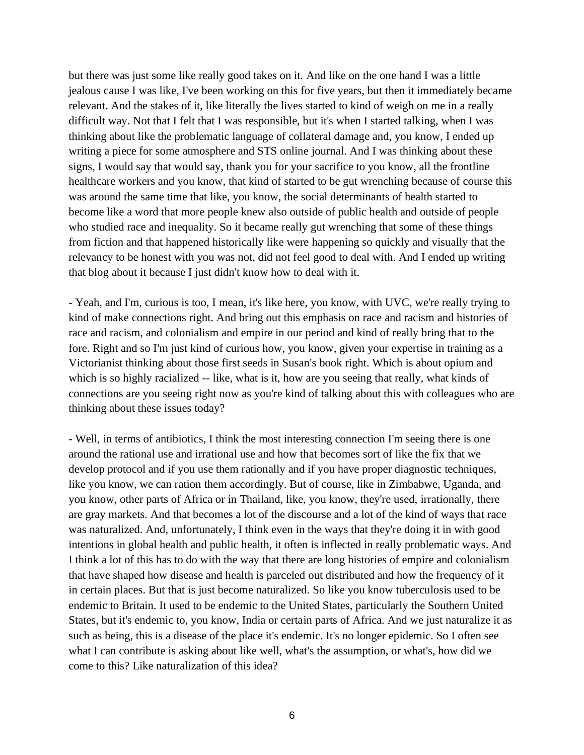but there was just some like really good takes on it. And like on the one hand I was a little jealous cause I was like, I've been working on this for five years, but then it immediately became relevant. And the stakes of it, like literally the lives started to kind of weigh on me in a really difficult way. Not that I felt that I was responsible, but it's when I started talking, when I was thinking about like the problematic language of collateral damage and, you know, I ended up writing a piece for some atmosphere and STS online journal. And I was thinking about these signs, I would say that would say, thank you for your sacrifice to you know, all the frontline healthcare workers and you know, that kind of started to be gut wrenching because of course this was around the same time that like, you know, the social determinants of health started to become like a word that more people knew also outside of public health and outside of people who studied race and inequality. So it became really gut wrenching that some of these things from fiction and that happened historically like were happening so quickly and visually that the relevancy to be honest with you was not, did not feel good to deal with. And I ended up writing that blog about it because I just didn't know how to deal with it.

- Yeah, and I'm, curious is too, I mean, it's like here, you know, with UVC, we're really trying to kind of make connections right. And bring out this emphasis on race and racism and histories of race and racism, and colonialism and empire in our period and kind of really bring that to the fore. Right and so I'm just kind of curious how, you know, given your expertise in training as a Victorianist thinking about those first seeds in Susan's book right. Which is about opium and which is so highly racialized -- like, what is it, how are you seeing that really, what kinds of connections are you seeing right now as you're kind of talking about this with colleagues who are thinking about these issues today?

- Well, in terms of antibiotics, I think the most interesting connection I'm seeing there is one around the rational use and irrational use and how that becomes sort of like the fix that we develop protocol and if you use them rationally and if you have proper diagnostic techniques, like you know, we can ration them accordingly. But of course, like in Zimbabwe, Uganda, and you know, other parts of Africa or in Thailand, like, you know, they're used, irrationally, there are gray markets. And that becomes a lot of the discourse and a lot of the kind of ways that race was naturalized. And, unfortunately, I think even in the ways that they're doing it in with good intentions in global health and public health, it often is inflected in really problematic ways. And I think a lot of this has to do with the way that there are long histories of empire and colonialism that have shaped how disease and health is parceled out distributed and how the frequency of it in certain places. But that is just become naturalized. So like you know tuberculosis used to be endemic to Britain. It used to be endemic to the United States, particularly the Southern United States, but it's endemic to, you know, India or certain parts of Africa. And we just naturalize it as such as being, this is a disease of the place it's endemic. It's no longer epidemic. So I often see what I can contribute is asking about like well, what's the assumption, or what's, how did we come to this? Like naturalization of this idea?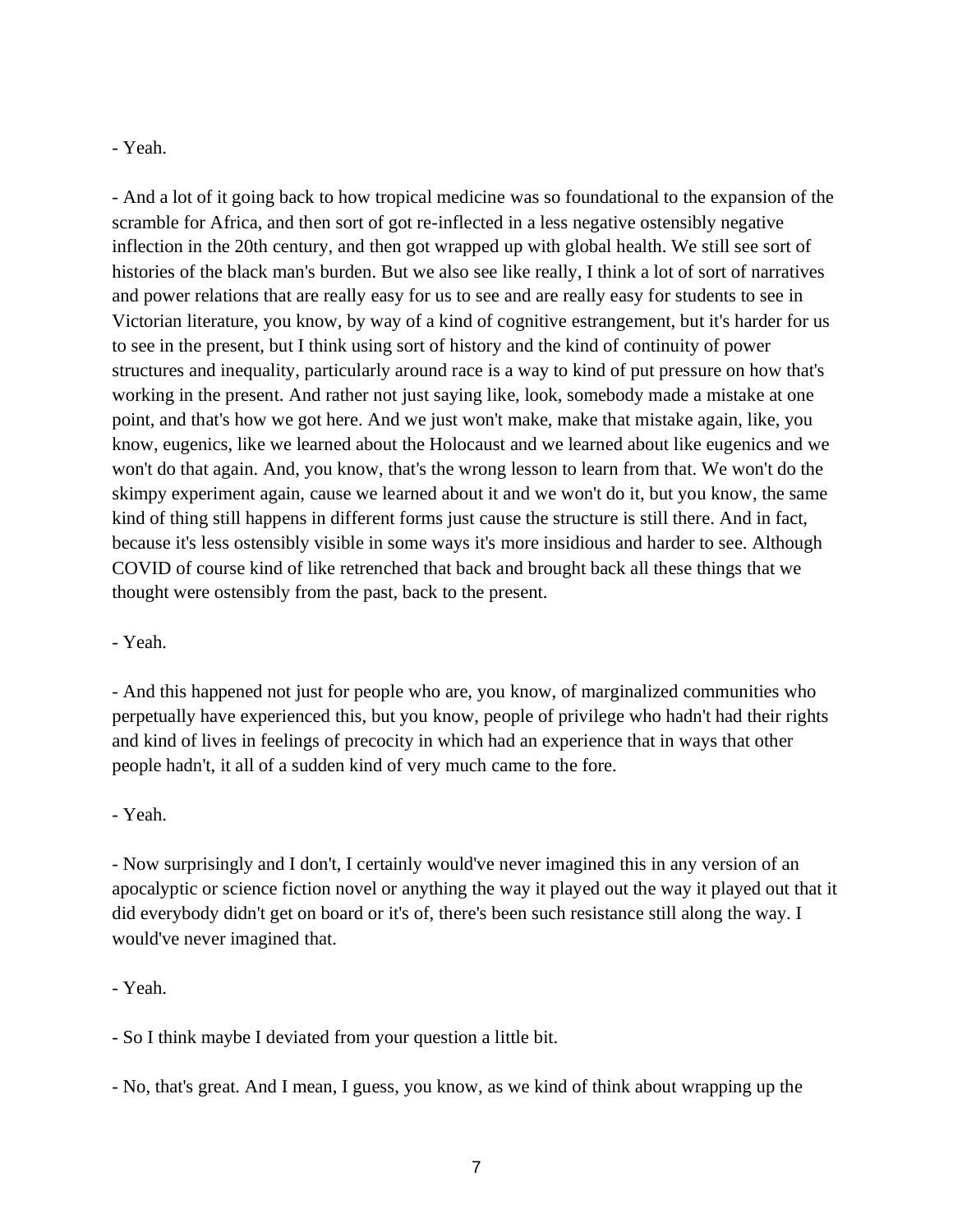- Yeah.

- And a lot of it going back to how tropical medicine was so foundational to the expansion of the scramble for Africa, and then sort of got re-inflected in a less negative ostensibly negative inflection in the 20th century, and then got wrapped up with global health. We still see sort of histories of the black man's burden. But we also see like really, I think a lot of sort of narratives and power relations that are really easy for us to see and are really easy for students to see in Victorian literature, you know, by way of a kind of cognitive estrangement, but it's harder for us to see in the present, but I think using sort of history and the kind of continuity of power structures and inequality, particularly around race is a way to kind of put pressure on how that's working in the present. And rather not just saying like, look, somebody made a mistake at one point, and that's how we got here. And we just won't make, make that mistake again, like, you know, eugenics, like we learned about the Holocaust and we learned about like eugenics and we won't do that again. And, you know, that's the wrong lesson to learn from that. We won't do the skimpy experiment again, cause we learned about it and we won't do it, but you know, the same kind of thing still happens in different forms just cause the structure is still there. And in fact, because it's less ostensibly visible in some ways it's more insidious and harder to see. Although COVID of course kind of like retrenched that back and brought back all these things that we thought were ostensibly from the past, back to the present.

- Yeah.

- And this happened not just for people who are, you know, of marginalized communities who perpetually have experienced this, but you know, people of privilege who hadn't had their rights and kind of lives in feelings of precocity in which had an experience that in ways that other people hadn't, it all of a sudden kind of very much came to the fore.

- Yeah.

- Now surprisingly and I don't, I certainly would've never imagined this in any version of an apocalyptic or science fiction novel or anything the way it played out the way it played out that it did everybody didn't get on board or it's of, there's been such resistance still along the way. I would've never imagined that.

- Yeah.

- So I think maybe I deviated from your question a little bit.

- No, that's great. And I mean, I guess, you know, as we kind of think about wrapping up the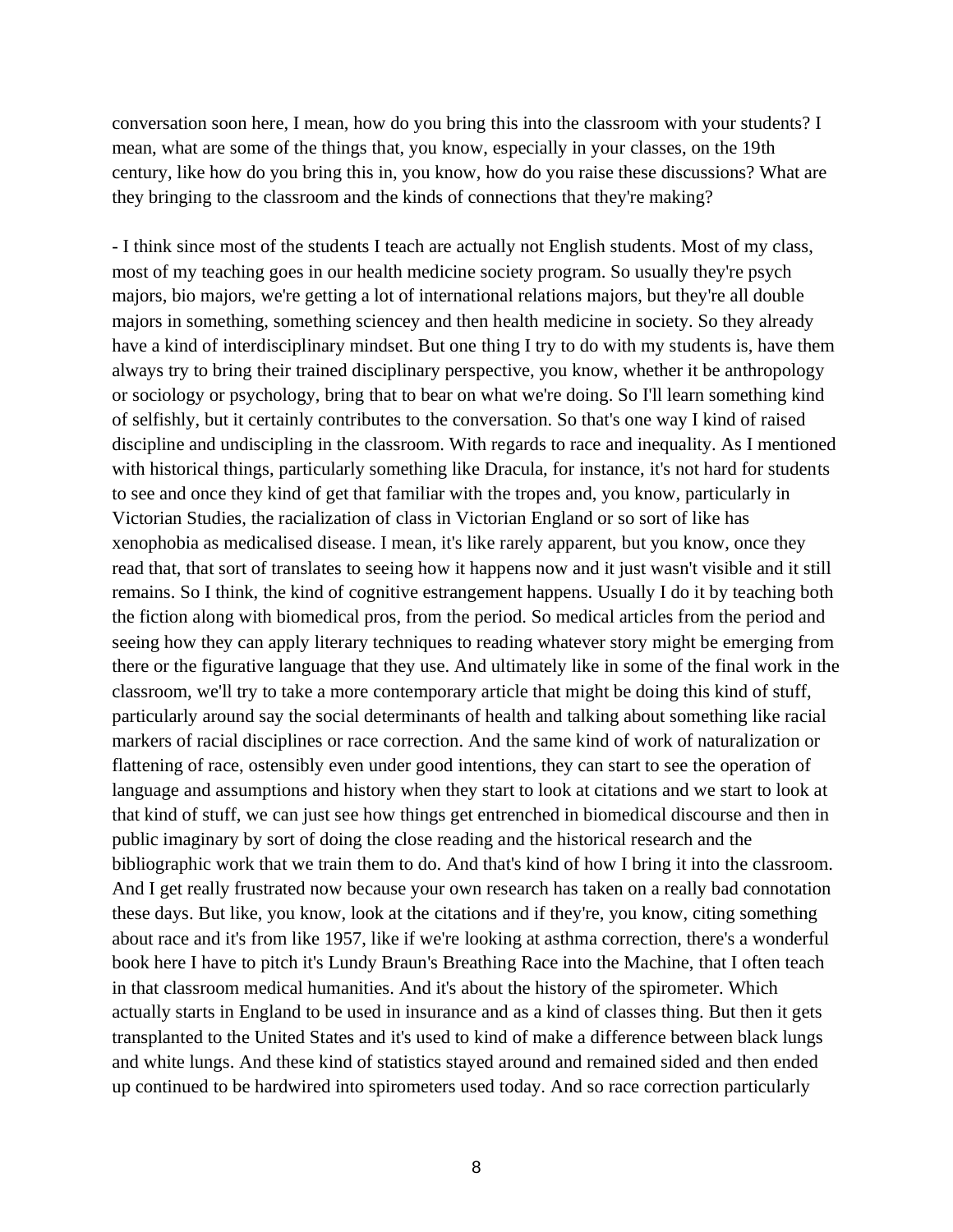conversation soon here, I mean, how do you bring this into the classroom with your students? I mean, what are some of the things that, you know, especially in your classes, on the 19th century, like how do you bring this in, you know, how do you raise these discussions? What are they bringing to the classroom and the kinds of connections that they're making?

- I think since most of the students I teach are actually not English students. Most of my class, most of my teaching goes in our health medicine society program. So usually they're psych majors, bio majors, we're getting a lot of international relations majors, but they're all double majors in something, something sciencey and then health medicine in society. So they already have a kind of interdisciplinary mindset. But one thing I try to do with my students is, have them always try to bring their trained disciplinary perspective, you know, whether it be anthropology or sociology or psychology, bring that to bear on what we're doing. So I'll learn something kind of selfishly, but it certainly contributes to the conversation. So that's one way I kind of raised discipline and undisciplining in the classroom. With regards to race and inequality. As I mentioned with historical things, particularly something like Dracula, for instance, it's not hard for students to see and once they kind of get that familiar with the tropes and, you know, particularly in Victorian Studies, the racialization of class in Victorian England or so sort of like has xenophobia as medicalised disease. I mean, it's like rarely apparent, but you know, once they read that, that sort of translates to seeing how it happens now and it just wasn't visible and it still remains. So I think, the kind of cognitive estrangement happens. Usually I do it by teaching both the fiction along with biomedical pros, from the period. So medical articles from the period and seeing how they can apply literary techniques to reading whatever story might be emerging from there or the figurative language that they use. And ultimately like in some of the final work in the classroom, we'll try to take a more contemporary article that might be doing this kind of stuff, particularly around say the social determinants of health and talking about something like racial markers of racial disciplines or race correction. And the same kind of work of naturalization or flattening of race, ostensibly even under good intentions, they can start to see the operation of language and assumptions and history when they start to look at citations and we start to look at that kind of stuff, we can just see how things get entrenched in biomedical discourse and then in public imaginary by sort of doing the close reading and the historical research and the bibliographic work that we train them to do. And that's kind of how I bring it into the classroom. And I get really frustrated now because your own research has taken on a really bad connotation these days. But like, you know, look at the citations and if they're, you know, citing something about race and it's from like 1957, like if we're looking at asthma correction, there's a wonderful book here I have to pitch it's Lundy Braun's Breathing Race into the Machine, that I often teach in that classroom medical humanities. And it's about the history of the spirometer. Which actually starts in England to be used in insurance and as a kind of classes thing. But then it gets transplanted to the United States and it's used to kind of make a difference between black lungs and white lungs. And these kind of statistics stayed around and remained sided and then ended up continued to be hardwired into spirometers used today. And so race correction particularly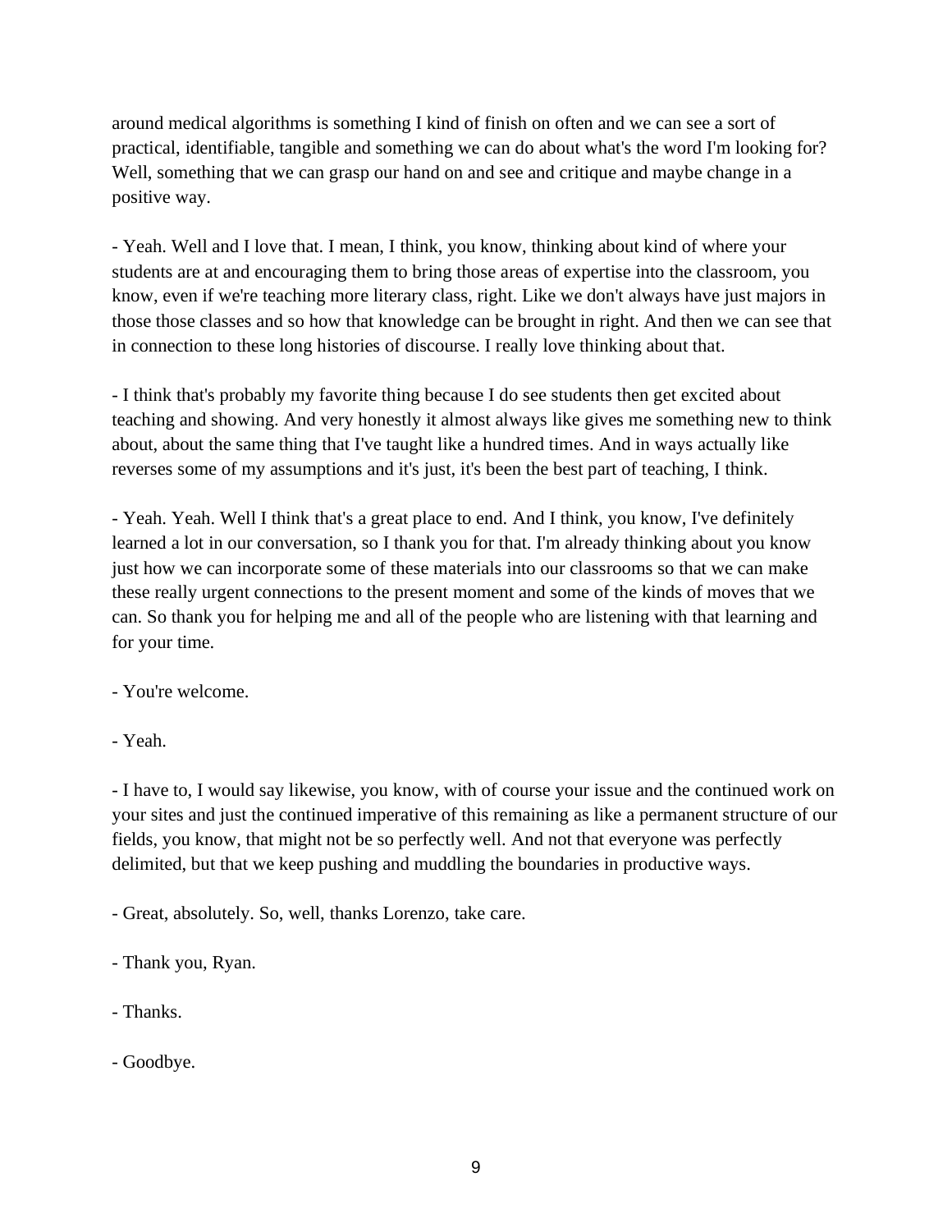around medical algorithms is something I kind of finish on often and we can see a sort of practical, identifiable, tangible and something we can do about what's the word I'm looking for? Well, something that we can grasp our hand on and see and critique and maybe change in a positive way.

- Yeah. Well and I love that. I mean, I think, you know, thinking about kind of where your students are at and encouraging them to bring those areas of expertise into the classroom, you know, even if we're teaching more literary class, right. Like we don't always have just majors in those those classes and so how that knowledge can be brought in right. And then we can see that in connection to these long histories of discourse. I really love thinking about that.

- I think that's probably my favorite thing because I do see students then get excited about teaching and showing. And very honestly it almost always like gives me something new to think about, about the same thing that I've taught like a hundred times. And in ways actually like reverses some of my assumptions and it's just, it's been the best part of teaching, I think.

- Yeah. Yeah. Well I think that's a great place to end. And I think, you know, I've definitely learned a lot in our conversation, so I thank you for that. I'm already thinking about you know just how we can incorporate some of these materials into our classrooms so that we can make these really urgent connections to the present moment and some of the kinds of moves that we can. So thank you for helping me and all of the people who are listening with that learning and for your time.

- You're welcome.

- Yeah.

- I have to, I would say likewise, you know, with of course your issue and the continued work on your sites and just the continued imperative of this remaining as like a permanent structure of our fields, you know, that might not be so perfectly well. And not that everyone was perfectly delimited, but that we keep pushing and muddling the boundaries in productive ways.

- Great, absolutely. So, well, thanks Lorenzo, take care.

- Thank you, Ryan.

- Thanks.

- Goodbye.